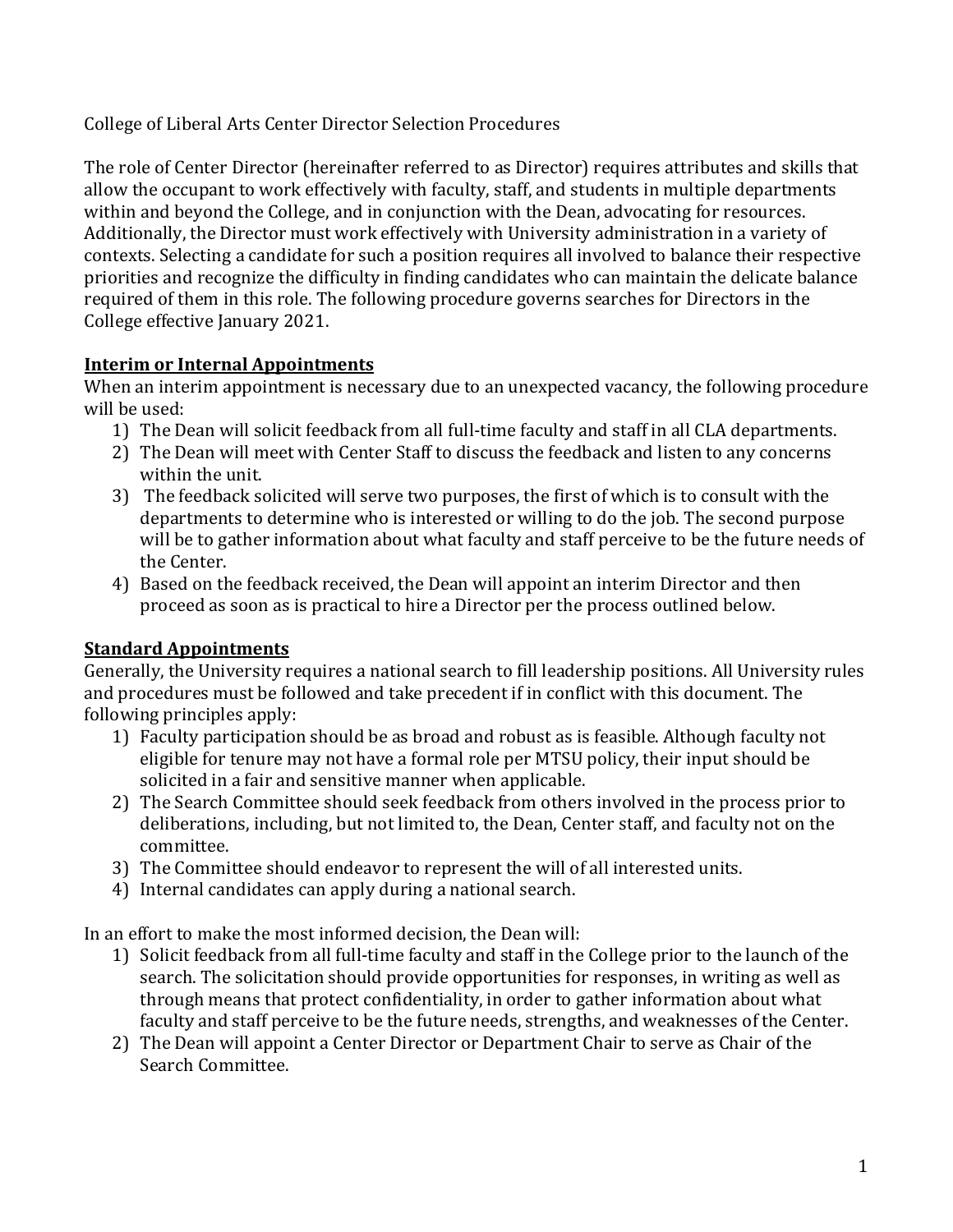College of Liberal Arts Center Director Selection Procedures

The role of Center Director (hereinafter referred to as Director) requires attributes and skills that allow the occupant to work effectively with faculty, staff, and students in multiple departments within and beyond the College, and in conjunction with the Dean, advocating for resources. Additionally, the Director must work effectively with University administration in a variety of contexts. Selecting a candidate for such a position requires all involved to balance their respective priorities and recognize the difficulty in finding candidates who can maintain the delicate balance required of them in this role. The following procedure governs searches for Directors in the College effective January 2021.

## Interim or Internal Appointments

When an interim appointment is necessary due to an unexpected vacancy, the following procedure will be used:

1) The Dean will solicit feedback from all full-time faculty and staff in all CLA departments.
2) The Dean will meet with Center Staff to discuss the feedback and listen to any concerns within the unit.
3) The feedback solicited will serve two purposes, the first of which is to consult with the departments to determine who is interested or willing to do the job. The second purpose will be to gather information about what faculty and staff perceive to be the future needs of the Center.
4) Based on the feedback received, the Dean will appoint an interim Director and then proceed as soon as is practical to hire a Director per the process outlined below.

## Standard Appointments

Generally, the University requires a national search to fill leadership positions. All University rules and procedures must be followed and take precedent if in conflict with this document. The following principles apply:

1) Faculty participation should be as broad and robust as is feasible. Although faculty not eligible for tenure may not have a formal role per MTSU policy, their input should be solicited in a fair and sensitive manner when applicable.
2) The Search Committee should seek feedback from others involved in the process prior to deliberations, including, but not limited to, the Dean, Center staff, and faculty not on the committee.
3) The Committee should endeavor to represent the will of all interested units.
4) Internal candidates can apply during a national search.

In an effort to make the most informed decision, the Dean will:

1) Solicit feedback from all full-time faculty and staff in the College prior to the launch of the search. The solicitation should provide opportunities for responses, in writing as well as through means that protect confidentiality, in order to gather information about what faculty and staff perceive to be the future needs, strengths, and weaknesses of the Center.
2) The Dean will appoint a Center Director or Department Chair to serve as Chair of the Search Committee.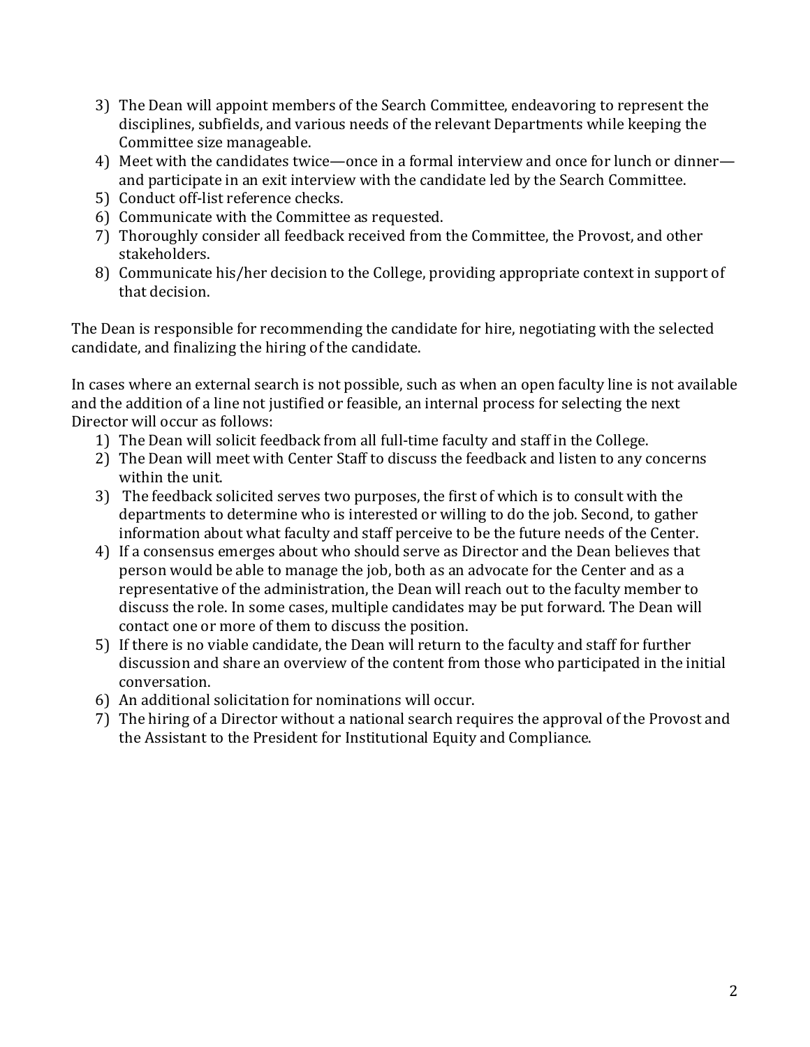3) The Dean will appoint members of the Search Committee, endeavoring to represent the disciplines, subfields, and various needs of the relevant Departments while keeping the Committee size manageable.
4) Meet with the candidates twice—once in a formal interview and once for lunch or dinner—and participate in an exit interview with the candidate led by the Search Committee.
5) Conduct off-list reference checks.
6) Communicate with the Committee as requested.
7) Thoroughly consider all feedback received from the Committee, the Provost, and other stakeholders.
8) Communicate his/her decision to the College, providing appropriate context in support of that decision.

The Dean is responsible for recommending the candidate for hire, negotiating with the selected candidate, and finalizing the hiring of the candidate.

In cases where an external search is not possible, such as when an open faculty line is not available and the addition of a line not justified or feasible, an internal process for selecting the next Director will occur as follows:

1) The Dean will solicit feedback from all full-time faculty and staff in the College.
2) The Dean will meet with Center Staff to discuss the feedback and listen to any concerns within the unit.
3) The feedback solicited serves two purposes, the first of which is to consult with the departments to determine who is interested or willing to do the job. Second, to gather information about what faculty and staff perceive to be the future needs of the Center.
4) If a consensus emerges about who should serve as Director and the Dean believes that person would be able to manage the job, both as an advocate for the Center and as a representative of the administration, the Dean will reach out to the faculty member to discuss the role. In some cases, multiple candidates may be put forward. The Dean will contact one or more of them to discuss the position.
5) If there is no viable candidate, the Dean will return to the faculty and staff for further discussion and share an overview of the content from those who participated in the initial conversation.
6) An additional solicitation for nominations will occur.
7) The hiring of a Director without a national search requires the approval of the Provost and the Assistant to the President for Institutional Equity and Compliance.